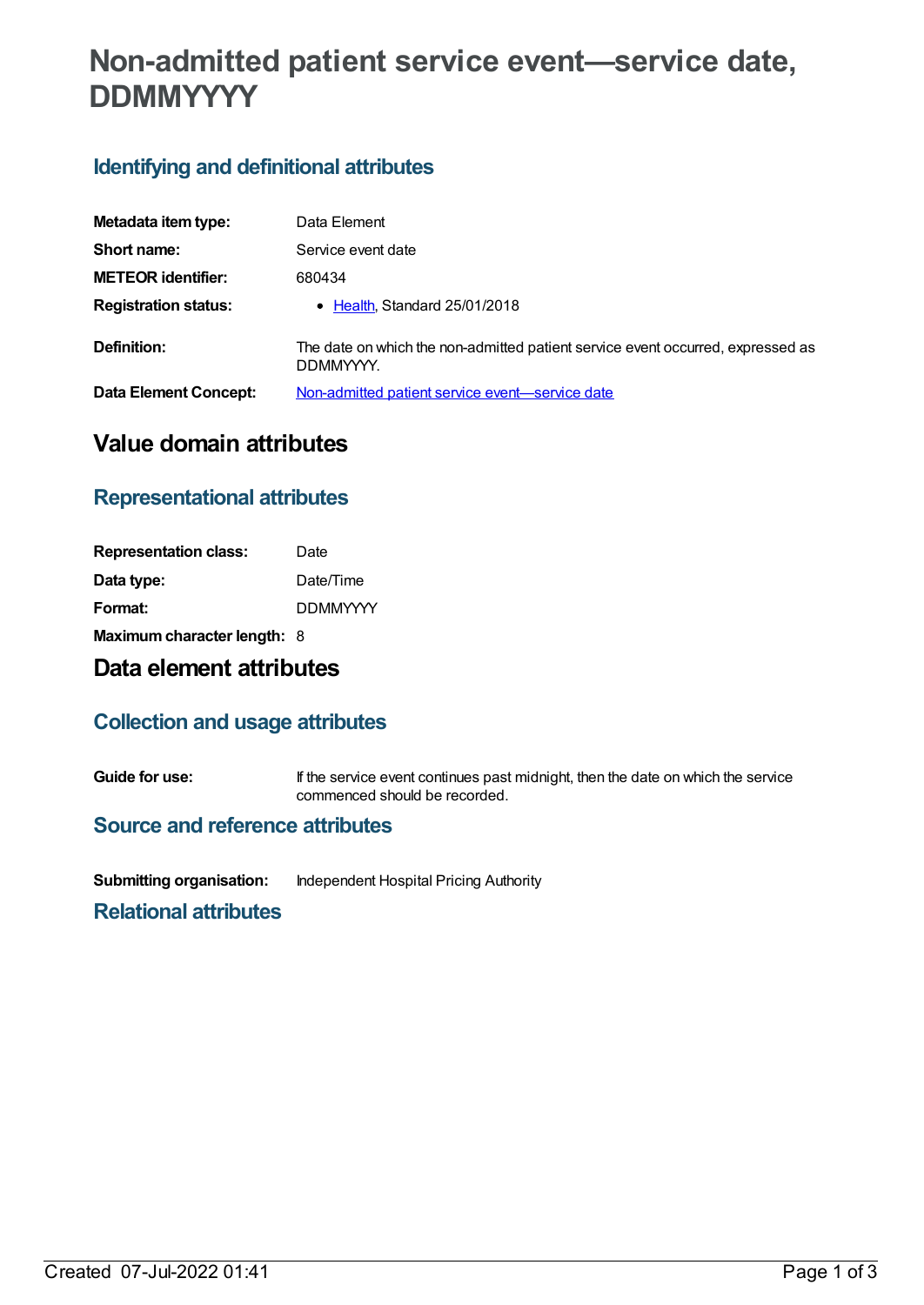# Non-admitted patient service event—service date, DDMMYYYY

## Identifying and definitional attributes

| | |
|---|---|
| **Metadata item type:** | Data Element |
| **Short name:** | Service event date |
| **METEOR identifier:** | 680434 |
| **Registration status:** | • Health, Standard 25/01/2018 |
| **Definition:** | The date on which the non-admitted patient service event occurred, expressed as DDMMYYYY. |
| **Data Element Concept:** | Non-admitted patient service event—service date |

# Value domain attributes

## Representational attributes

| | |
|---|---|
| **Representation class:** | Date |
| **Data type:** | Date/Time |
| **Format:** | DDMMYYYY |
| **Maximum character length:** | 8 |

# Data element attributes

## Collection and usage attributes

| | |
|---|---|
| **Guide for use:** | If the service event continues past midnight, then the date on which the service commenced should be recorded. |

## Source and reference attributes

| | |
|---|---|
| **Submitting organisation:** | Independent Hospital Pricing Authority |

## Relational attributes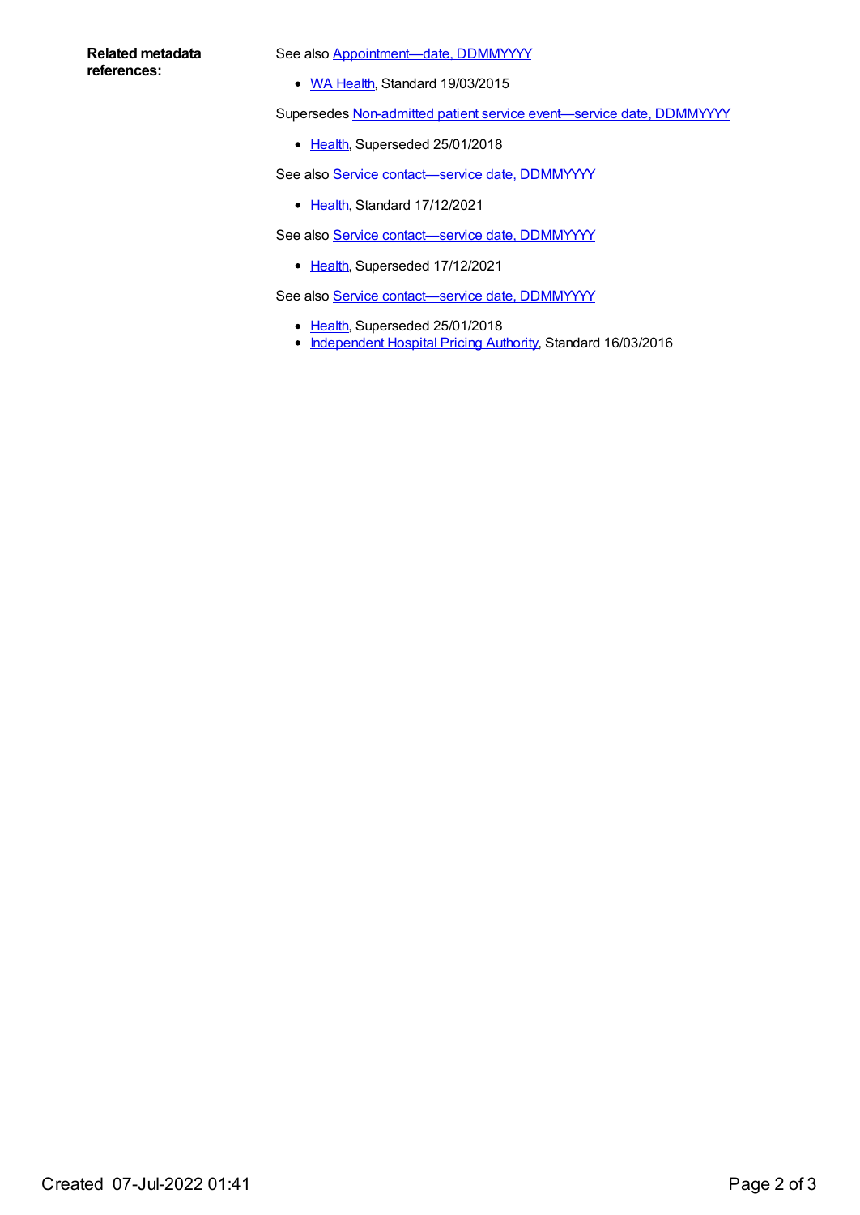**Related metadata references:**

See also Appointment—date, DDMMYYYY

- WA Health, Standard 19/03/2015

Supersedes Non-admitted patient service event—service date, DDMMYYYY

- Health, Superseded 25/01/2018

See also Service contact—service date, DDMMYYYY

- Health, Standard 17/12/2021

See also Service contact—service date, DDMMYYYY

- Health, Superseded 17/12/2021

See also Service contact—service date, DDMMYYYY

- Health, Superseded 25/01/2018
- Independent Hospital Pricing Authority, Standard 16/03/2016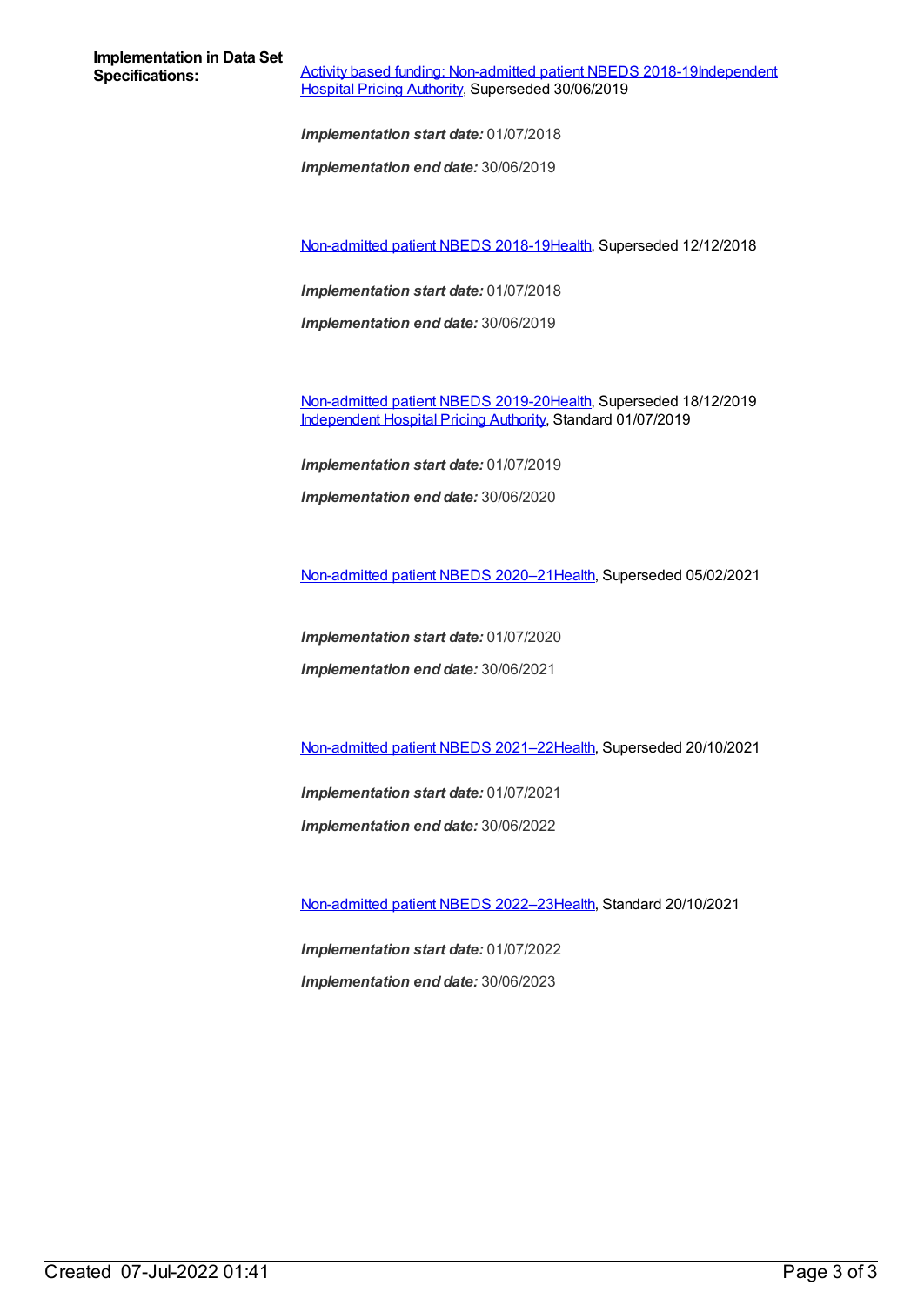**Implementation in Data Set Specifications:**

Activity based funding: Non-admitted patient NBEDS 2018-19Independent Hospital Pricing Authority, Superseded 30/06/2019

***Implementation start date:*** 01/07/2018

***Implementation end date:*** 30/06/2019

Non-admitted patient NBEDS 2018-19Health, Superseded 12/12/2018

***Implementation start date:*** 01/07/2018

***Implementation end date:*** 30/06/2019

Non-admitted patient NBEDS 2019-20Health, Superseded 18/12/2019
Independent Hospital Pricing Authority, Standard 01/07/2019

***Implementation start date:*** 01/07/2019

***Implementation end date:*** 30/06/2020

Non-admitted patient NBEDS 2020–21Health, Superseded 05/02/2021

***Implementation start date:*** 01/07/2020

***Implementation end date:*** 30/06/2021

Non-admitted patient NBEDS 2021–22Health, Superseded 20/10/2021

***Implementation start date:*** 01/07/2021

***Implementation end date:*** 30/06/2022

Non-admitted patient NBEDS 2022–23Health, Standard 20/10/2021

***Implementation start date:*** 01/07/2022

***Implementation end date:*** 30/06/2023